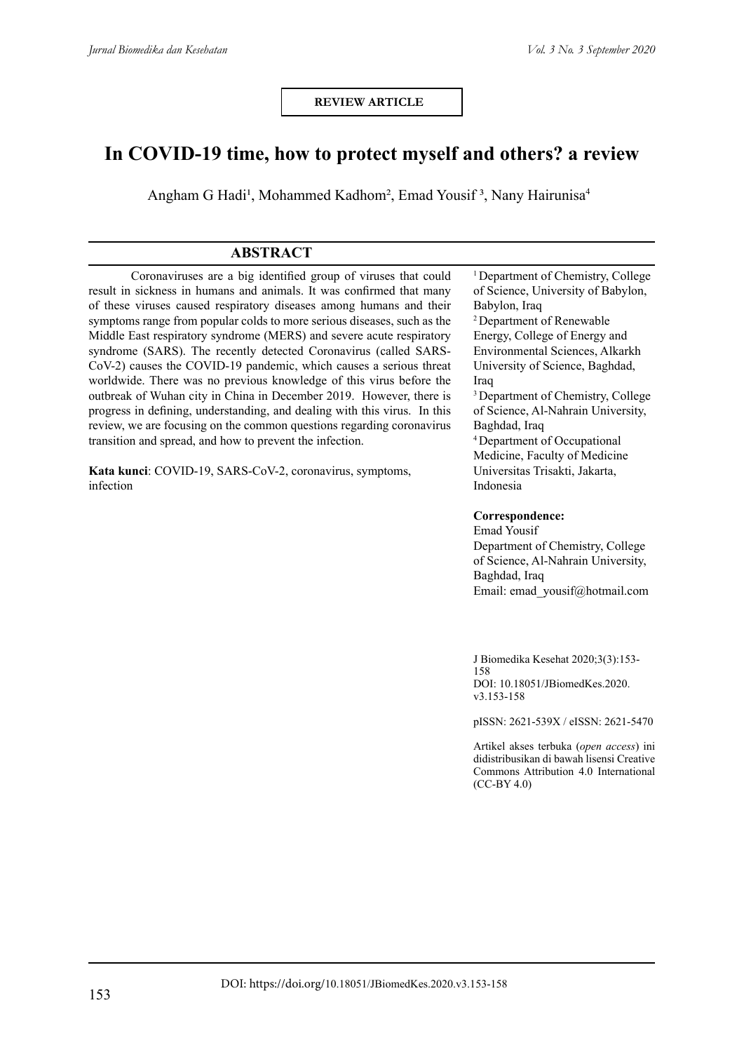REVIEW ARTICLE

# In COVID-19 time, how to protect myself and others? a review

Angham G Hadi[1], Mohammed Kadhom[2], Emad Yousif[3], Nany Hairunisa[4]

## ABSTRACT

Coronaviruses are a big identified group of viruses that could result in sickness in humans and animals. It was confirmed that many of these viruses caused respiratory diseases among humans and their symptoms range from popular colds to more serious diseases, such as the Middle East respiratory syndrome (MERS) and severe acute respiratory syndrome (SARS). The recently detected Coronavirus (called SARS-CoV-2) causes the COVID-19 pandemic, which causes a serious threat worldwide. There was no previous knowledge of this virus before the outbreak of Wuhan city in China in December 2019. However, there is progress in defining, understanding, and dealing with this virus. In this review, we are focusing on the common questions regarding coronavirus transition and spread, and how to prevent the infection.

**Kata kunci**: COVID-19, SARS-CoV-2, coronavirus, symptoms, infection

[1] Department of Chemistry, College of Science, University of Babylon, Babylon, Iraq

[2] Department of Renewable Energy, College of Energy and Environmental Sciences, Alkarkh University of Science, Baghdad, Iraq

[3] Department of Chemistry, College of Science, Al-Nahrain University, Baghdad, Iraq

[4] Department of Occupational Medicine, Faculty of Medicine Universitas Trisakti, Jakarta, Indonesia

**Correspondence:**
Emad Yousif
Department of Chemistry, College of Science, Al-Nahrain University, Baghdad, Iraq
Email: emad_yousif@hotmail.com

J Biomedika Kesehat 2020;3(3):153-158
DOI: 10.18051/JBiomedKes.2020.v3.153-158

pISSN: 2621-539X / eISSN: 2621-5470

Artikel akses terbuka (*open access*) ini didistribusikan di bawah lisensi Creative Commons Attribution 4.0 International (CC-BY 4.0)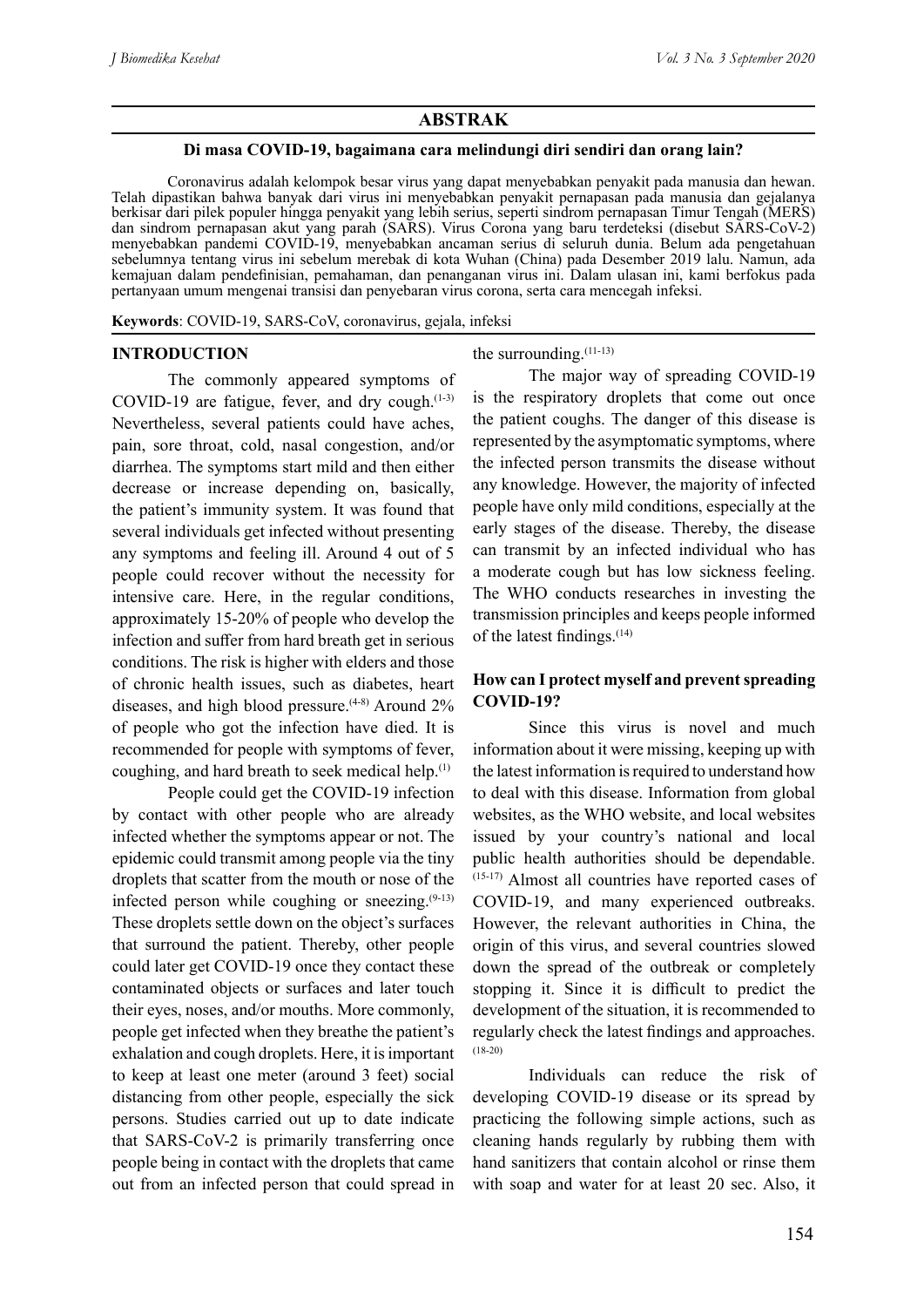## ABSTRAK

**Di masa COVID-19, bagaimana cara melindungi diri sendiri dan orang lain?**

Coronavirus adalah kelompok besar virus yang dapat menyebabkan penyakit pada manusia dan hewan. Telah dipastikan bahwa banyak dari virus ini menyebabkan penyakit pernapasan pada manusia dan gejalanya berkisar dari pilek populer hingga penyakit yang lebih serius, seperti sindrom pernapasan Timur Tengah (MERS) dan sindrom pernapasan akut yang parah (SARS). Virus Corona yang baru terdeteksi (disebut SARS-CoV-2) menyebabkan pandemi COVID-19, menyebabkan ancaman serius di seluruh dunia. Belum ada pengetahuan sebelumnya tentang virus ini sebelum merebak di kota Wuhan (China) pada Desember 2019 lalu. Namun, ada kemajuan dalam pendefinisian, pemahaman, dan penanganan virus ini. Dalam ulasan ini, kami berfokus pada pertanyaan umum mengenai transisi dan penyebaran virus corona, serta cara mencegah infeksi.

**Keywords**: COVID-19, SARS-CoV, coronavirus, gejala, infeksi

## INTRODUCTION

The commonly appeared symptoms of COVID-19 are fatigue, fever, and dry cough.[1-3] Nevertheless, several patients could have aches, pain, sore throat, cold, nasal congestion, and/or diarrhea. The symptoms start mild and then either decrease or increase depending on, basically, the patient's immunity system. It was found that several individuals get infected without presenting any symptoms and feeling ill. Around 4 out of 5 people could recover without the necessity for intensive care. Here, in the regular conditions, approximately 15-20% of people who develop the infection and suffer from hard breath get in serious conditions. The risk is higher with elders and those of chronic health issues, such as diabetes, heart diseases, and high blood pressure.[4-8] Around 2% of people who got the infection have died. It is recommended for people with symptoms of fever, coughing, and hard breath to seek medical help.[1]

People could get the COVID-19 infection by contact with other people who are already infected whether the symptoms appear or not. The epidemic could transmit among people via the tiny droplets that scatter from the mouth or nose of the infected person while coughing or sneezing.[9-13] These droplets settle down on the object's surfaces that surround the patient. Thereby, other people could later get COVID-19 once they contact these contaminated objects or surfaces and later touch their eyes, noses, and/or mouths. More commonly, people get infected when they breathe the patient's exhalation and cough droplets. Here, it is important to keep at least one meter (around 3 feet) social distancing from other people, especially the sick persons. Studies carried out up to date indicate that SARS-CoV-2 is primarily transferring once people being in contact with the droplets that came out from an infected person that could spread in the surrounding.[11-13]

The major way of spreading COVID-19 is the respiratory droplets that come out once the patient coughs. The danger of this disease is represented by the asymptomatic symptoms, where the infected person transmits the disease without any knowledge. However, the majority of infected people have only mild conditions, especially at the early stages of the disease. Thereby, the disease can transmit by an infected individual who has a moderate cough but has low sickness feeling. The WHO conducts researches in investing the transmission principles and keeps people informed of the latest findings.[14]

### How can I protect myself and prevent spreading COVID-19?

Since this virus is novel and much information about it were missing, keeping up with the latest information is required to understand how to deal with this disease. Information from global websites, as the WHO website, and local websites issued by your country's national and local public health authorities should be dependable.[15-17] Almost all countries have reported cases of COVID-19, and many experienced outbreaks. However, the relevant authorities in China, the origin of this virus, and several countries slowed down the spread of the outbreak or completely stopping it. Since it is difficult to predict the development of the situation, it is recommended to regularly check the latest findings and approaches.[18-20]

Individuals can reduce the risk of developing COVID-19 disease or its spread by practicing the following simple actions, such as cleaning hands regularly by rubbing them with hand sanitizers that contain alcohol or rinse them with soap and water for at least 20 sec. Also, it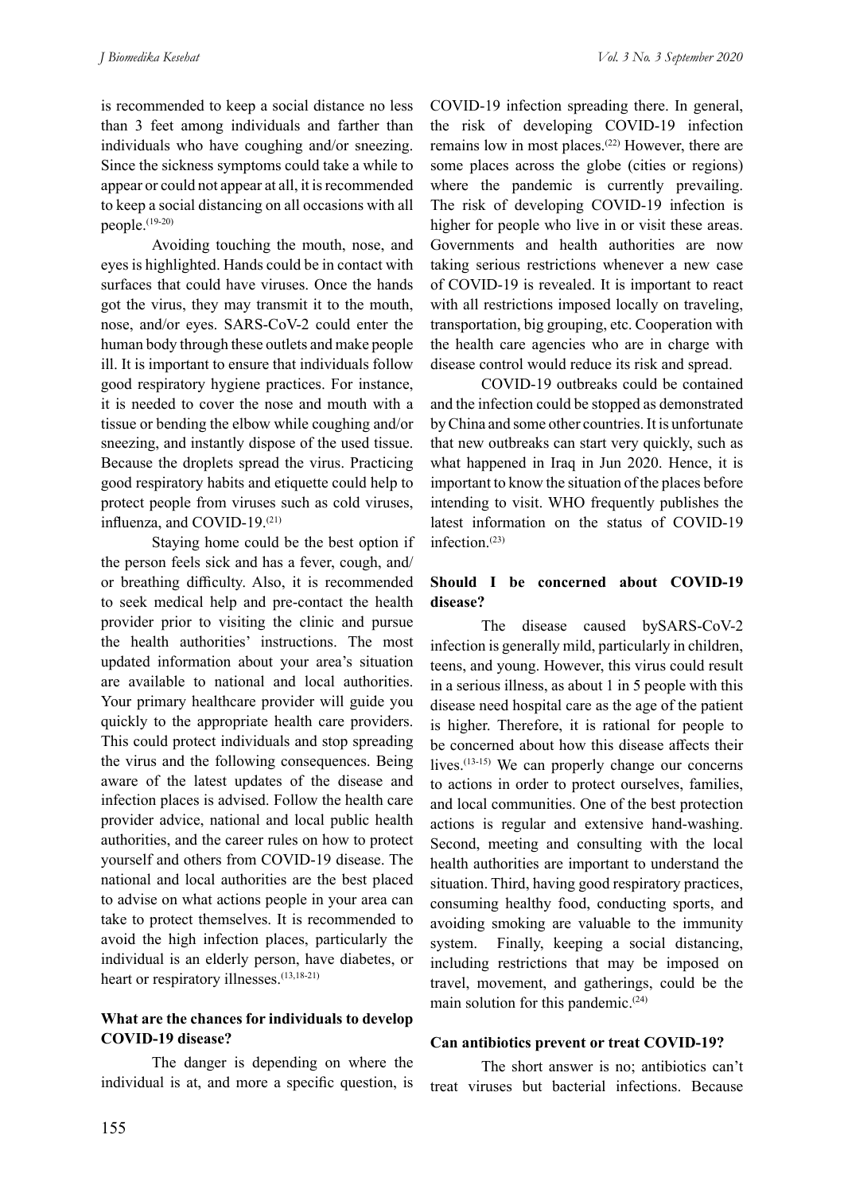is recommended to keep a social distance no less than 3 feet among individuals and farther than individuals who have coughing and/or sneezing. Since the sickness symptoms could take a while to appear or could not appear at all, it is recommended to keep a social distancing on all occasions with all people.[19-20]

Avoiding touching the mouth, nose, and eyes is highlighted. Hands could be in contact with surfaces that could have viruses. Once the hands got the virus, they may transmit it to the mouth, nose, and/or eyes. SARS-CoV-2 could enter the human body through these outlets and make people ill. It is important to ensure that individuals follow good respiratory hygiene practices. For instance, it is needed to cover the nose and mouth with a tissue or bending the elbow while coughing and/or sneezing, and instantly dispose of the used tissue. Because the droplets spread the virus. Practicing good respiratory habits and etiquette could help to protect people from viruses such as cold viruses, influenza, and COVID-19.[21]

Staying home could be the best option if the person feels sick and has a fever, cough, and/or breathing difficulty. Also, it is recommended to seek medical help and pre-contact the health provider prior to visiting the clinic and pursue the health authorities' instructions. The most updated information about your area's situation are available to national and local authorities. Your primary healthcare provider will guide you quickly to the appropriate health care providers. This could protect individuals and stop spreading the virus and the following consequences. Being aware of the latest updates of the disease and infection places is advised. Follow the health care provider advice, national and local public health authorities, and the career rules on how to protect yourself and others from COVID-19 disease. The national and local authorities are the best placed to advise on what actions people in your area can take to protect themselves. It is recommended to avoid the high infection places, particularly the individual is an elderly person, have diabetes, or heart or respiratory illnesses.[13,18-21]

**What are the chances for individuals to develop COVID-19 disease?**

The danger is depending on where the individual is at, and more a specific question, is COVID-19 infection spreading there. In general, the risk of developing COVID-19 infection remains low in most places.[22] However, there are some places across the globe (cities or regions) where the pandemic is currently prevailing. The risk of developing COVID-19 infection is higher for people who live in or visit these areas. Governments and health authorities are now taking serious restrictions whenever a new case of COVID-19 is revealed. It is important to react with all restrictions imposed locally on traveling, transportation, big grouping, etc. Cooperation with the health care agencies who are in charge with disease control would reduce its risk and spread.

COVID-19 outbreaks could be contained and the infection could be stopped as demonstrated by China and some other countries. It is unfortunate that new outbreaks can start very quickly, such as what happened in Iraq in Jun 2020. Hence, it is important to know the situation of the places before intending to visit. WHO frequently publishes the latest information on the status of COVID-19 infection.[23]

**Should I be concerned about COVID-19 disease?**

The disease caused bySARS-CoV-2 infection is generally mild, particularly in children, teens, and young. However, this virus could result in a serious illness, as about 1 in 5 people with this disease need hospital care as the age of the patient is higher. Therefore, it is rational for people to be concerned about how this disease affects their lives.[13-15] We can properly change our concerns to actions in order to protect ourselves, families, and local communities. One of the best protection actions is regular and extensive hand-washing. Second, meeting and consulting with the local health authorities are important to understand the situation. Third, having good respiratory practices, consuming healthy food, conducting sports, and avoiding smoking are valuable to the immunity system. Finally, keeping a social distancing, including restrictions that may be imposed on travel, movement, and gatherings, could be the main solution for this pandemic.[24]

**Can antibiotics prevent or treat COVID-19?**

The short answer is no; antibiotics can't treat viruses but bacterial infections. Because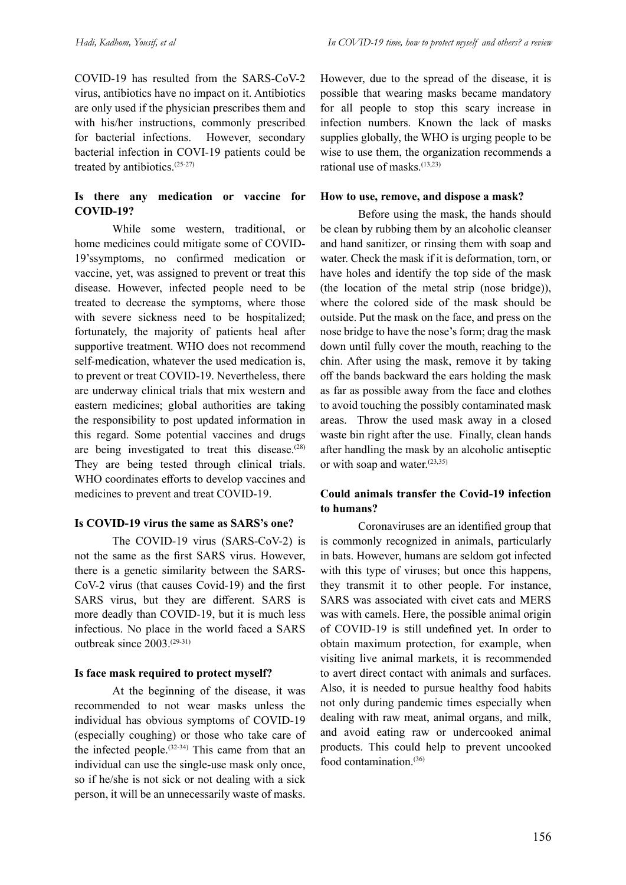COVID-19 has resulted from the SARS-CoV-2 virus, antibiotics have no impact on it. Antibiotics are only used if the physician prescribes them and with his/her instructions, commonly prescribed for bacterial infections. However, secondary bacterial infection in COVI-19 patients could be treated by antibiotics.(25-27)

### Is there any medication or vaccine for COVID-19?

While some western, traditional, or home medicines could mitigate some of COVID-19'ssymptoms, no confirmed medication or vaccine, yet, was assigned to prevent or treat this disease. However, infected people need to be treated to decrease the symptoms, where those with severe sickness need to be hospitalized; fortunately, the majority of patients heal after supportive treatment. WHO does not recommend self-medication, whatever the used medication is, to prevent or treat COVID-19. Nevertheless, there are underway clinical trials that mix western and eastern medicines; global authorities are taking the responsibility to post updated information in this regard. Some potential vaccines and drugs are being investigated to treat this disease.(28) They are being tested through clinical trials. WHO coordinates efforts to develop vaccines and medicines to prevent and treat COVID-19.

### Is COVID-19 virus the same as SARS's one?

The COVID-19 virus (SARS-CoV-2) is not the same as the first SARS virus. However, there is a genetic similarity between the SARS-CoV-2 virus (that causes Covid-19) and the first SARS virus, but they are different. SARS is more deadly than COVID-19, but it is much less infectious. No place in the world faced a SARS outbreak since 2003.(29-31)

### Is face mask required to protect myself?

At the beginning of the disease, it was recommended to not wear masks unless the individual has obvious symptoms of COVID-19 (especially coughing) or those who take care of the infected people.(32-34) This came from that an individual can use the single-use mask only once, so if he/she is not sick or not dealing with a sick person, it will be an unnecessarily waste of masks. However, due to the spread of the disease, it is possible that wearing masks became mandatory for all people to stop this scary increase in infection numbers. Known the lack of masks supplies globally, the WHO is urging people to be wise to use them, the organization recommends a rational use of masks.(13,23)

### How to use, remove, and dispose a mask?

Before using the mask, the hands should be clean by rubbing them by an alcoholic cleanser and hand sanitizer, or rinsing them with soap and water. Check the mask if it is deformation, torn, or have holes and identify the top side of the mask (the location of the metal strip (nose bridge)), where the colored side of the mask should be outside. Put the mask on the face, and press on the nose bridge to have the nose's form; drag the mask down until fully cover the mouth, reaching to the chin. After using the mask, remove it by taking off the bands backward the ears holding the mask as far as possible away from the face and clothes to avoid touching the possibly contaminated mask areas. Throw the used mask away in a closed waste bin right after the use. Finally, clean hands after handling the mask by an alcoholic antiseptic or with soap and water.(23,35)

### Could animals transfer the Covid-19 infection to humans?

Coronaviruses are an identified group that is commonly recognized in animals, particularly in bats. However, humans are seldom got infected with this type of viruses; but once this happens, they transmit it to other people. For instance, SARS was associated with civet cats and MERS was with camels. Here, the possible animal origin of COVID-19 is still undefined yet. In order to obtain maximum protection, for example, when visiting live animal markets, it is recommended to avert direct contact with animals and surfaces. Also, it is needed to pursue healthy food habits not only during pandemic times especially when dealing with raw meat, animal organs, and milk, and avoid eating raw or undercooked animal products. This could help to prevent uncooked food contamination.(36)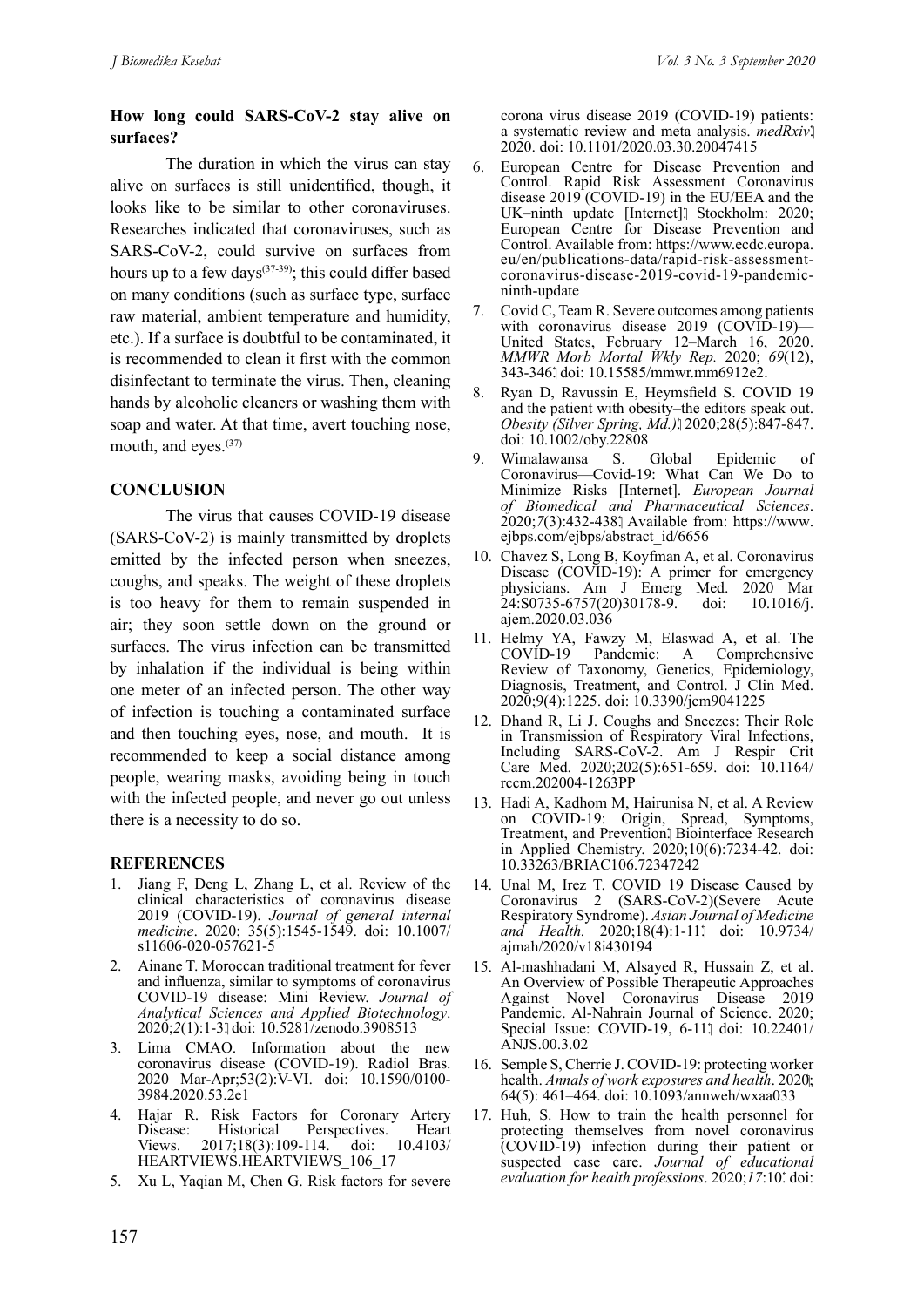**How long could SARS-CoV-2 stay alive on surfaces?**

The duration in which the virus can stay alive on surfaces is still unidentified, though, it looks like to be similar to other coronaviruses. Researches indicated that coronaviruses, such as SARS-CoV-2, could survive on surfaces from hours up to a few days[37-39]; this could differ based on many conditions (such as surface type, surface raw material, ambient temperature and humidity, etc.). If a surface is doubtful to be contaminated, it is recommended to clean it first with the common disinfectant to terminate the virus. Then, cleaning hands by alcoholic cleaners or washing them with soap and water. At that time, avert touching nose, mouth, and eyes.[37]

## CONCLUSION

The virus that causes COVID-19 disease (SARS-CoV-2) is mainly transmitted by droplets emitted by the infected person when sneezes, coughs, and speaks. The weight of these droplets is too heavy for them to remain suspended in air; they soon settle down on the ground or surfaces. The virus infection can be transmitted by inhalation if the individual is being within one meter of an infected person. The other way of infection is touching a contaminated surface and then touching eyes, nose, and mouth. It is recommended to keep a social distance among people, wearing masks, avoiding being in touch with the infected people, and never go out unless there is a necessity to do so.

## REFERENCES

1. Jiang F, Deng L, Zhang L, et al. Review of the clinical characteristics of coronavirus disease 2019 (COVID-19). *Journal of general internal medicine*. 2020; 35(5):1545-1549. doi: 10.1007/s11606-020-057621-5
2. Ainane T. Moroccan traditional treatment for fever and influenza, similar to symptoms of coronavirus COVID-19 disease: Mini Review. *Journal of Analytical Sciences and Applied Biotechnology*. 2020;*2*(1):1-3. doi: 10.5281/zenodo.3908513
3. Lima CMAO. Information about the new coronavirus disease (COVID-19). Radiol Bras. 2020 Mar-Apr;53(2):V-VI. doi: 10.1590/0100-3984.2020.53.2e1
4. Hajar R. Risk Factors for Coronary Artery Disease: Historical Perspectives. Heart Views. 2017;18(3):109-114. doi: 10.4103/HEARTVIEWS.HEARTVIEWS_106_17
5. Xu L, Yaqian M, Chen G. Risk factors for severe corona virus disease 2019 (COVID-19) patients: a systematic review and meta analysis. *medRxiv*. 2020. doi: 10.1101/2020.03.30.20047415
6. European Centre for Disease Prevention and Control. Rapid Risk Assessment Coronavirus disease 2019 (COVID-19) in the EU/EEA and the UK–ninth update [Internet]. Stockholm: 2020; European Centre for Disease Prevention and Control. Available from: https://www.ecdc.europa.eu/en/publications-data/rapid-risk-assessment-coronavirus-disease-2019-covid-19-pandemic-ninth-update
7. Covid C, Team R. Severe outcomes among patients with coronavirus disease 2019 (COVID-19)—United States, February 12–March 16, 2020. *MMWR Morb Mortal Wkly Rep.* 2020; *69*(12), 343-346. doi: 10.15585/mmwr.mm6912e2.
8. Ryan D, Ravussin E, Heymsfield S. COVID 19 and the patient with obesity–the editors speak out. *Obesity (Silver Spring, Md.)*. 2020;28(5):847-847. doi: 10.1002/oby.22808
9. Wimalawansa S. Global Epidemic of Coronavirus—Covid-19: What Can We Do to Minimize Risks [Internet]. *European Journal of Biomedical and Pharmaceutical Sciences*. 2020;*7*(3):432-438. Available from: https://www.ejbps.com/ejbps/abstract_id/6656
10. Chavez S, Long B, Koyfman A, et al. Coronavirus Disease (COVID-19): A primer for emergency physicians. Am J Emerg Med. 2020 Mar 24:S0735-6757(20)30178-9. doi: 10.1016/j.ajem.2020.03.036
11. Helmy YA, Fawzy M, Elaswad A, et al. The COVID-19 Pandemic: A Comprehensive Review of Taxonomy, Genetics, Epidemiology, Diagnosis, Treatment, and Control. J Clin Med. 2020;9(4):1225. doi: 10.3390/jcm9041225
12. Dhand R, Li J. Coughs and Sneezes: Their Role in Transmission of Respiratory Viral Infections, Including SARS-CoV-2. Am J Respir Crit Care Med. 2020;202(5):651-659. doi: 10.1164/rccm.202004-1263PP
13. Hadi A, Kadhom M, Hairunisa N, et al. A Review on COVID-19: Origin, Spread, Symptoms, Treatment, and Prevention. Biointerface Research in Applied Chemistry. 2020;10(6):7234-42. doi: 10.33263/BRIAC106.72347242
14. Unal M, Irez T. COVID 19 Disease Caused by Coronavirus 2 (SARS-CoV-2)(Severe Acute Respiratory Syndrome). *Asian Journal of Medicine and Health.* 2020;18(4):1-11. doi: 10.9734/ajmah/2020/v18i430194
15. Al-mashhadani M, Alsayed R, Hussain Z, et al. An Overview of Possible Therapeutic Approaches Against Novel Coronavirus Disease 2019 Pandemic. Al-Nahrain Journal of Science. 2020; Special Issue: COVID-19, 6-11. doi: 10.22401/ANJS.00.3.02
16. Semple S, Cherrie J. COVID-19: protecting worker health. *Annals of work exposures and health*. 2020; 64(5): 461–464. doi: 10.1093/annweh/wxaa033
17. Huh, S. How to train the health personnel for protecting themselves from novel coronavirus (COVID-19) infection during their patient or suspected case care. *Journal of educational evaluation for health professions*. 2020;*17*:10. doi: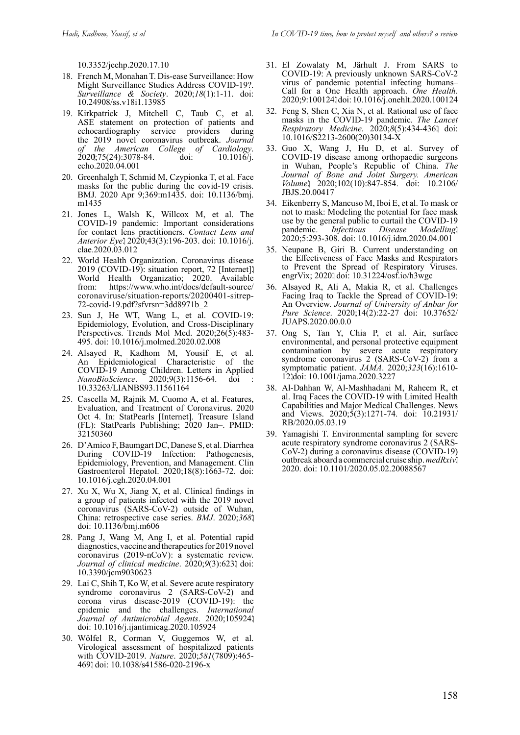10.3352/jeehp.2020.17.10

18. French M, Monahan T. Dis-ease Surveillance: How Might Surveillance Studies Address COVID-19?. *Surveillance & Society*. 2020;*18*(1):1-11. doi: 10.24908/ss.v18i1.13985
19. Kirkpatrick J, Mitchell C, Taub C, et al. ASE statement on protection of patients and echocardiography service providers during the 2019 novel coronavirus outbreak. *Journal of the American College of Cardiology*. 2020;75(24):3078-84. doi: 10.1016/j.echo.2020.04.001
20. Greenhalgh T, Schmid M, Czypionka T, et al. Face masks for the public during the covid-19 crisis. BMJ. 2020 Apr 9;369:m1435. doi: 10.1136/bmj.m1435
21. Jones L, Walsh K, Willcox M, et al. The COVID-19 pandemic: Important considerations for contact lens practitioners. *Contact Lens and Anterior Eye*. 2020;43(3):196-203. doi: 10.1016/j.clae.2020.03.012
22. World Health Organization. Coronavirus disease 2019 (COVID-19): situation report, 72 [Internet]. World Health Organizatio; 2020. Available from: https://www.who.int/docs/default-source/coronaviruse/situation-reports/20200401-sitrep-72-covid-19.pdf?sfvrsn=3dd8971b_2
23. Sun J, He WT, Wang L, et al. COVID-19: Epidemiology, Evolution, and Cross-Disciplinary Perspectives. Trends Mol Med. 2020;26(5):483-495. doi: 10.1016/j.molmed.2020.02.008
24. Alsayed R, Kadhom M, Yousif E, et al. An Epidemiological Characteristic of the COVID-19 Among Children. Letters in Applied *NanoBioScience*. 2020;9(3):1156-64. doi : 10.33263/LIANBS93.11561164
25. Cascella M, Rajnik M, Cuomo A, et al. Features, Evaluation, and Treatment of Coronavirus. 2020 Oct 4. In: StatPearls [Internet]. Treasure Island (FL): StatPearls Publishing; 2020 Jan–. PMID: 32150360
26. D'Amico F, Baumgart DC, Danese S, et al. Diarrhea During COVID-19 Infection: Pathogenesis, Epidemiology, Prevention, and Management. Clin Gastroenterol Hepatol. 2020;18(8):1663-72. doi: 10.1016/j.cgh.2020.04.001
27. Xu X, Wu X, Jiang X, et al. Clinical findings in a group of patients infected with the 2019 novel coronavirus (SARS-CoV-2) outside of Wuhan, China: retrospective case series. *BMJ*. 2020;*368*. doi: 10.1136/bmj.m606
28. Pang J, Wang M, Ang I, et al. Potential rapid diagnostics, vaccine and therapeutics for 2019 novel coronavirus (2019-nCoV): a systematic review. *Journal of clinical medicine*. 2020;*9*(3):623. doi: 10.3390/jcm9030623
29. Lai C, Shih T, Ko W, et al. Severe acute respiratory syndrome coronavirus 2 (SARS-CoV-2) and corona virus disease-2019 (COVID-19): the epidemic and the challenges. *International Journal of Antimicrobial Agents*. 2020;105924. doi: 10.1016/j.ijantimicag.2020.105924
30. Wölfel R, Corman V, Guggemos W, et al. Virological assessment of hospitalized patients with COVID-2019. *Nature*. 2020;*581*(7809):465-469. doi: 10.1038/s41586-020-2196-x
31. El Zowalaty M, Järhult J. From SARS to COVID-19: A previously unknown SARS-CoV-2 virus of pandemic potential infecting humans–Call for a One Health approach. *One Health*. 2020;9:100124. doi: 10.1016/j.onehlt.2020.100124
32. Feng S, Shen C, Xia N, et al. Rational use of face masks in the COVID-19 pandemic. *The Lancet Respiratory Medicine*. 2020;*8*(5):434-436. doi: 10.1016/S2213-2600(20)30134-X
33. Guo X, Wang J, Hu D, et al. Survey of COVID-19 disease among orthopaedic surgeons in Wuhan, People's Republic of China. *The Journal of Bone and Joint Surgery. American Volume*. 2020;102(10):847-854. doi: 10.2106/JBJS.20.00417
34. Eikenberry S, Mancuso M, Iboi E, et al. To mask or not to mask: Modeling the potential for face mask use by the general public to curtail the COVID-19 pandemic. *Infectious Disease Modelling*. 2020;5:293-308. doi: 10.1016/j.idm.2020.04.001
35. Neupane B, Giri B. Current understanding on the Effectiveness of Face Masks and Respirators to Prevent the Spread of Respiratory Viruses. engrVix; 2020. doi: 10.31224/osf.io/h3wgc
36. Alsayed R, Ali A, Makia R, et al. Challenges Facing Iraq to Tackle the Spread of COVID-19: An Overview. *Journal of University of Anbar for Pure Science*. 2020;14(2):22-27 doi: 10.37652/JUAPS.2020.00.0.0
37. Ong S, Tan Y, Chia P, et al. Air, surface environmental, and personal protective equipment contamination by severe acute respiratory syndrome coronavirus 2 (SARS-CoV-2) from a symptomatic patient. *JAMA*. 2020;*323*(16):1610-12. doi: 10.1001/jama.2020.3227
38. Al-Dahhan W, Al-Mashhadani M, Raheem R, et al. Iraq Faces the COVID-19 with Limited Health Capabilities and Major Medical Challenges. News and Views. 2020;5(3):1271-74. doi: 10.21931/RB/2020.05.03.19
39. Yamagishi T. Environmental sampling for severe acute respiratory syndrome coronavirus 2 (SARS-CoV-2) during a coronavirus disease (COVID-19) outbreak aboard a commercial cruise ship. *medRxiv*. 2020. doi: 10.1101/2020.05.02.20088567